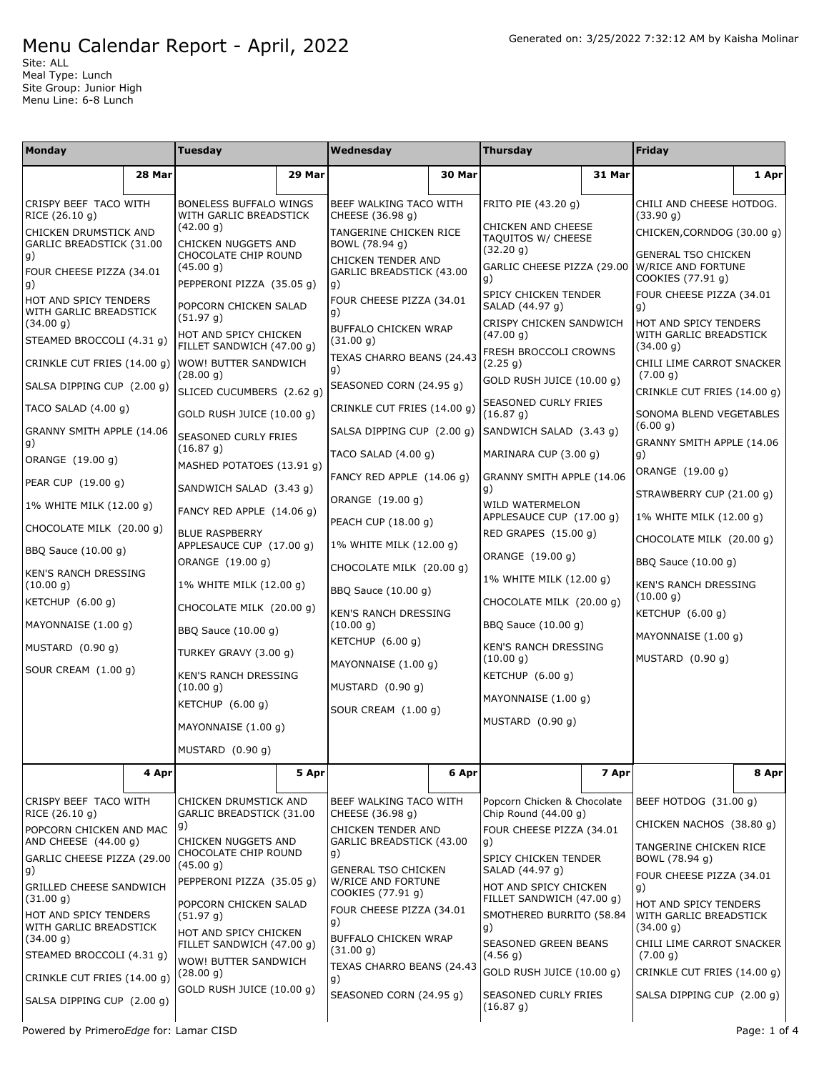# Menu Calendar Report - April, 2022

Generated on: 3/25/2022 7:32:12 AM by Kaisha Molinar

Site: ALL
Meal Type: Lunch
Site Group: Junior High
Menu Line: 6-8 Lunch

| Monday | Tuesday | Wednesday | Thursday | Friday |
|---|---|---|---|---|
| **28 Mar** | **29 Mar** | **30 Mar** | **31 Mar** | **1 Apr** |
| CRISPY BEEF TACO WITH RICE (26.10 g)<br>CHICKEN DRUMSTICK AND GARLIC BREADSTICK (31.00 g)<br>FOUR CHEESE PIZZA (34.01 g)<br>HOT AND SPICY TENDERS WITH GARLIC BREADSTICK (34.00 g)<br>STEAMED BROCCOLI (4.31 g)<br>CRINKLE CUT FRIES (14.00 g)<br>SALSA DIPPING CUP (2.00 g)<br>TACO SALAD (4.00 g)<br>GRANNY SMITH APPLE (14.06 g)<br>ORANGE (19.00 g)<br>PEAR CUP (19.00 g)<br>1% WHITE MILK (12.00 g)<br>CHOCOLATE MILK (20.00 g)<br>BBQ Sauce (10.00 g)<br>KEN'S RANCH DRESSING (10.00 g)<br>KETCHUP (6.00 g)<br>MAYONNAISE (1.00 g)<br>MUSTARD (0.90 g)<br>SOUR CREAM (1.00 g) | BONELESS BUFFALO WINGS WITH GARLIC BREADSTICK (42.00 g)<br>CHICKEN NUGGETS AND CHOCOLATE CHIP ROUND (45.00 g)<br>PEPPERONI PIZZA (35.05 g)<br>POPCORN CHICKEN SALAD (51.97 g)<br>HOT AND SPICY CHICKEN FILLET SANDWICH (47.00 g)<br>WOW! BUTTER SANDWICH (28.00 g)<br>SLICED CUCUMBERS (2.62 g)<br>GOLD RUSH JUICE (10.00 g)<br>SEASONED CURLY FRIES (16.87 g)<br>MASHED POTATOES (13.91 g)<br>SANDWICH SALAD (3.43 g)<br>FANCY RED APPLE (14.06 g)<br>BLUE RASPBERRY APPLESAUCE CUP (17.00 g)<br>ORANGE (19.00 g)<br>1% WHITE MILK (12.00 g)<br>CHOCOLATE MILK (20.00 g)<br>BBQ Sauce (10.00 g)<br>TURKEY GRAVY (3.00 g)<br>KEN'S RANCH DRESSING (10.00 g)<br>KETCHUP (6.00 g)<br>MAYONNAISE (1.00 g)<br>MUSTARD (0.90 g) | BEEF WALKING TACO WITH CHEESE (36.98 g)<br>TANGERINE CHICKEN RICE BOWL (78.94 g)<br>CHICKEN TENDER AND GARLIC BREADSTICK (43.00 g)<br>FOUR CHEESE PIZZA (34.01 g)<br>BUFFALO CHICKEN WRAP (31.00 g)<br>TEXAS CHARRO BEANS (24.43 g)<br>SEASONED CORN (24.95 g)<br>CRINKLE CUT FRIES (14.00 g)<br>SALSA DIPPING CUP (2.00 g)<br>TACO SALAD (4.00 g)<br>FANCY RED APPLE (14.06 g)<br>ORANGE (19.00 g)<br>PEACH CUP (18.00 g)<br>1% WHITE MILK (12.00 g)<br>CHOCOLATE MILK (20.00 g)<br>BBQ Sauce (10.00 g)<br>KEN'S RANCH DRESSING (10.00 g)<br>KETCHUP (6.00 g)<br>MAYONNAISE (1.00 g)<br>MUSTARD (0.90 g)<br>SOUR CREAM (1.00 g) | FRITO PIE (43.20 g)<br>CHICKEN AND CHEESE TAQUITOS W/ CHEESE (32.20 g)<br>GARLIC CHEESE PIZZA (29.00 g)<br>SPICY CHICKEN TENDER SALAD (44.97 g)<br>CRISPY CHICKEN SANDWICH (47.00 g)<br>FRESH BROCCOLI CROWNS (2.25 g)<br>GOLD RUSH JUICE (10.00 g)<br>SEASONED CURLY FRIES (16.87 g)<br>SANDWICH SALAD (3.43 g)<br>MARINARA CUP (3.00 g)<br>GRANNY SMITH APPLE (14.06 g)<br>WILD WATERMELON APPLESAUCE CUP (17.00 g)<br>RED GRAPES (15.00 g)<br>ORANGE (19.00 g)<br>1% WHITE MILK (12.00 g)<br>CHOCOLATE MILK (20.00 g)<br>BBQ Sauce (10.00 g)<br>KEN'S RANCH DRESSING (10.00 g)<br>KETCHUP (6.00 g)<br>MAYONNAISE (1.00 g)<br>MUSTARD (0.90 g) | CHILI AND CHEESE HOTDOG. (33.90 g)<br>CHICKEN,CORNDOG (30.00 g)<br>GENERAL TSO CHICKEN W/RICE AND FORTUNE COOKIES (77.91 g)<br>FOUR CHEESE PIZZA (34.01 g)<br>HOT AND SPICY TENDERS WITH GARLIC BREADSTICK (34.00 g)<br>CHILI LIME CARROT SNACKER (7.00 g)<br>CRINKLE CUT FRIES (14.00 g)<br>SONOMA BLEND VEGETABLES (6.00 g)<br>GRANNY SMITH APPLE (14.06 g)<br>ORANGE (19.00 g)<br>STRAWBERRY CUP (21.00 g)<br>1% WHITE MILK (12.00 g)<br>CHOCOLATE MILK (20.00 g)<br>BBQ Sauce (10.00 g)<br>KEN'S RANCH DRESSING (10.00 g)<br>KETCHUP (6.00 g)<br>MAYONNAISE (1.00 g)<br>MUSTARD (0.90 g) |
| **4 Apr** | **5 Apr** | **6 Apr** | **7 Apr** | **8 Apr** |
| CRISPY BEEF TACO WITH RICE (26.10 g)<br>POPCORN CHICKEN AND MAC AND CHEESE (44.00 g)<br>GARLIC CHEESE PIZZA (29.00 g)<br>GRILLED CHEESE SANDWICH (31.00 g)<br>HOT AND SPICY TENDERS WITH GARLIC BREADSTICK (34.00 g)<br>STEAMED BROCCOLI (4.31 g)<br>CRINKLE CUT FRIES (14.00 g)<br>SALSA DIPPING CUP (2.00 g) | CHICKEN DRUMSTICK AND GARLIC BREADSTICK (31.00 g)<br>CHICKEN NUGGETS AND CHOCOLATE CHIP ROUND (45.00 g)<br>PEPPERONI PIZZA (35.05 g)<br>POPCORN CHICKEN SALAD (51.97 g)<br>HOT AND SPICY CHICKEN FILLET SANDWICH (47.00 g)<br>WOW! BUTTER SANDWICH (28.00 g)<br>GOLD RUSH JUICE (10.00 g) | BEEF WALKING TACO WITH CHEESE (36.98 g)<br>CHICKEN TENDER AND GARLIC BREADSTICK (43.00 g)<br>GENERAL TSO CHICKEN W/RICE AND FORTUNE COOKIES (77.91 g)<br>FOUR CHEESE PIZZA (34.01 g)<br>BUFFALO CHICKEN WRAP (31.00 g)<br>TEXAS CHARRO BEANS (24.43 g)<br>SEASONED CORN (24.95 g) | Popcorn Chicken & Chocolate Chip Round (44.00 g)<br>FOUR CHEESE PIZZA (34.01 g)<br>SPICY CHICKEN TENDER SALAD (44.97 g)<br>HOT AND SPICY CHICKEN FILLET SANDWICH (47.00 g)<br>SMOTHERED BURRITO (58.84 g)<br>SEASONED GREEN BEANS (4.56 g)<br>GOLD RUSH JUICE (10.00 g)<br>SEASONED CURLY FRIES (16.87 g) | BEEF HOTDOG (31.00 g)<br>CHICKEN NACHOS (38.80 g)<br>TANGERINE CHICKEN RICE BOWL (78.94 g)<br>FOUR CHEESE PIZZA (34.01 g)<br>HOT AND SPICY TENDERS WITH GARLIC BREADSTICK (34.00 g)<br>CHILI LIME CARROT SNACKER (7.00 g)<br>CRINKLE CUT FRIES (14.00 g)<br>SALSA DIPPING CUP (2.00 g) |

Powered by Primero*Edge* for: Lamar CISD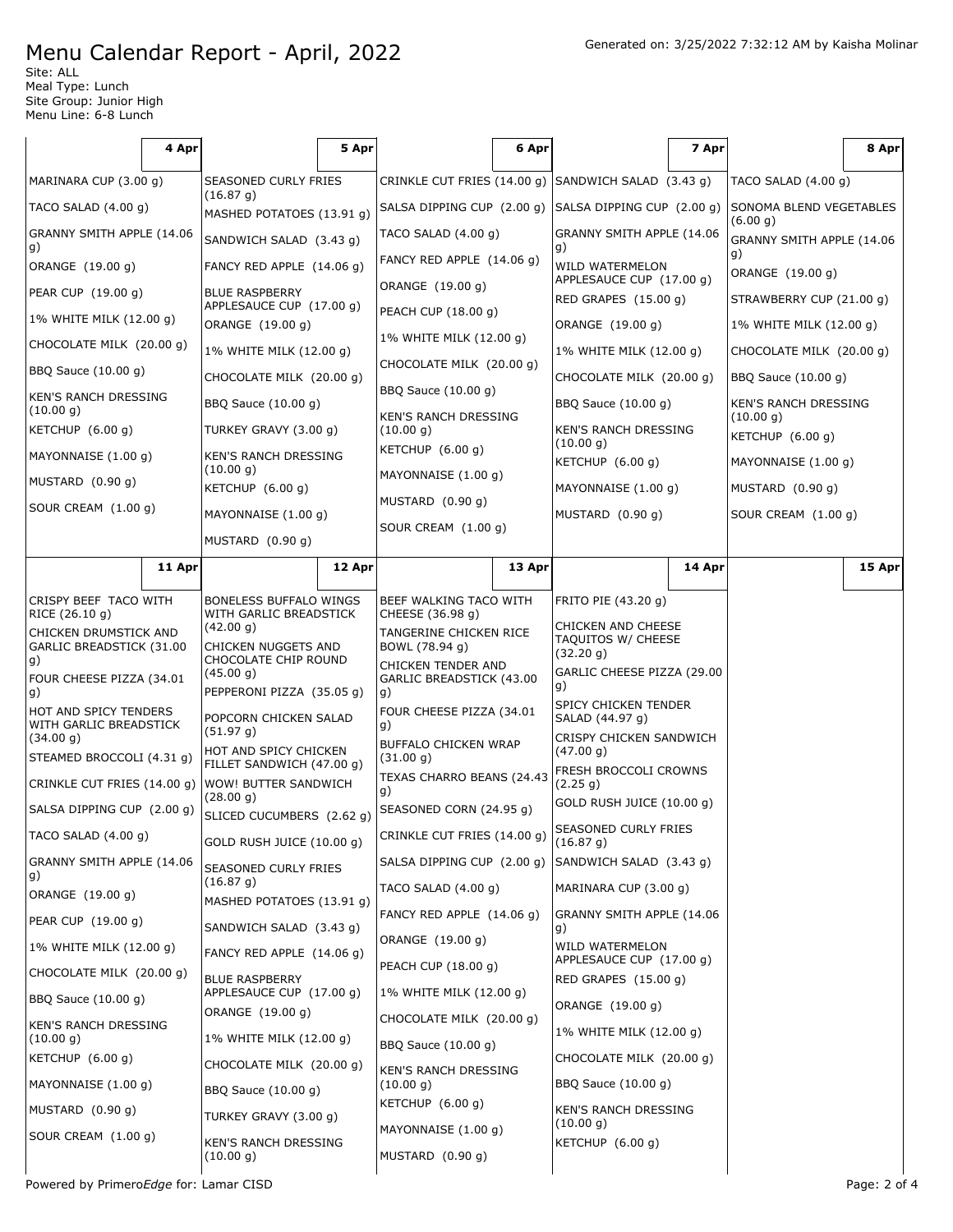# Menu Calendar Report - April, 2022

Generated on: 3/25/2022 7:32:12 AM by Kaisha Molinar

Site: ALL
Meal Type: Lunch
Site Group: Junior High
Menu Line: 6-8 Lunch

| 4 Apr | 5 Apr | 6 Apr | 7 Apr | 8 Apr |
|---|---|---|---|---|
| MARINARA CUP (3.00 g)<br>TACO SALAD (4.00 g)<br>GRANNY SMITH APPLE (14.06 g)<br>ORANGE (19.00 g)<br>PEAR CUP (19.00 g)<br>1% WHITE MILK (12.00 g)<br>CHOCOLATE MILK (20.00 g)<br>BBQ Sauce (10.00 g)<br>KEN'S RANCH DRESSING (10.00 g)<br>KETCHUP (6.00 g)<br>MAYONNAISE (1.00 g)<br>MUSTARD (0.90 g)<br>SOUR CREAM (1.00 g) | SEASONED CURLY FRIES (16.87 g)<br>MASHED POTATOES (13.91 g)<br>SANDWICH SALAD (3.43 g)<br>FANCY RED APPLE (14.06 g)<br>BLUE RASPBERRY APPLESAUCE CUP (17.00 g)<br>ORANGE (19.00 g)<br>1% WHITE MILK (12.00 g)<br>CHOCOLATE MILK (20.00 g)<br>BBQ Sauce (10.00 g)<br>TURKEY GRAVY (3.00 g)<br>KEN'S RANCH DRESSING (10.00 g)<br>KETCHUP (6.00 g)<br>MAYONNAISE (1.00 g)<br>MUSTARD (0.90 g) | CRINKLE CUT FRIES (14.00 g)<br>SALSA DIPPING CUP (2.00 g)<br>TACO SALAD (4.00 g)<br>FANCY RED APPLE (14.06 g)<br>ORANGE (19.00 g)<br>PEACH CUP (18.00 g)<br>1% WHITE MILK (12.00 g)<br>CHOCOLATE MILK (20.00 g)<br>BBQ Sauce (10.00 g)<br>KEN'S RANCH DRESSING (10.00 g)<br>KETCHUP (6.00 g)<br>MAYONNAISE (1.00 g)<br>MUSTARD (0.90 g)<br>SOUR CREAM (1.00 g) | SANDWICH SALAD (3.43 g)<br>SALSA DIPPING CUP (2.00 g)<br>GRANNY SMITH APPLE (14.06 g)<br>WILD WATERMELON APPLESAUCE CUP (17.00 g)<br>RED GRAPES (15.00 g)<br>ORANGE (19.00 g)<br>1% WHITE MILK (12.00 g)<br>CHOCOLATE MILK (20.00 g)<br>BBQ Sauce (10.00 g)<br>KEN'S RANCH DRESSING (10.00 g)<br>KETCHUP (6.00 g)<br>MAYONNAISE (1.00 g)<br>MUSTARD (0.90 g) | TACO SALAD (4.00 g)<br>SONOMA BLEND VEGETABLES (6.00 g)<br>GRANNY SMITH APPLE (14.06 g)<br>ORANGE (19.00 g)<br>STRAWBERRY CUP (21.00 g)<br>1% WHITE MILK (12.00 g)<br>CHOCOLATE MILK (20.00 g)<br>BBQ Sauce (10.00 g)<br>KEN'S RANCH DRESSING (10.00 g)<br>KETCHUP (6.00 g)<br>MAYONNAISE (1.00 g)<br>MUSTARD (0.90 g)<br>SOUR CREAM (1.00 g) |

| 11 Apr | 12 Apr | 13 Apr | 14 Apr | 15 Apr |
|---|---|---|---|---|
| CRISPY BEEF TACO WITH RICE (26.10 g)<br>CHICKEN DRUMSTICK AND GARLIC BREADSTICK (31.00 g)<br>FOUR CHEESE PIZZA (34.01 g)<br>HOT AND SPICY TENDERS WITH GARLIC BREADSTICK (34.00 g)<br>STEAMED BROCCOLI (4.31 g)<br>CRINKLE CUT FRIES (14.00 g)<br>SALSA DIPPING CUP (2.00 g)<br>TACO SALAD (4.00 g)<br>GRANNY SMITH APPLE (14.06 g)<br>ORANGE (19.00 g)<br>PEAR CUP (19.00 g)<br>1% WHITE MILK (12.00 g)<br>CHOCOLATE MILK (20.00 g)<br>BBQ Sauce (10.00 g)<br>KEN'S RANCH DRESSING (10.00 g)<br>KETCHUP (6.00 g)<br>MAYONNAISE (1.00 g)<br>MUSTARD (0.90 g)<br>SOUR CREAM (1.00 g) | BONELESS BUFFALO WINGS WITH GARLIC BREADSTICK (42.00 g)<br>CHICKEN NUGGETS AND CHOCOLATE CHIP ROUND (45.00 g)<br>PEPPERONI PIZZA (35.05 g)<br>POPCORN CHICKEN SALAD (51.97 g)<br>HOT AND SPICY CHICKEN FILLET SANDWICH (47.00 g)<br>WOW! BUTTER SANDWICH (28.00 g)<br>SLICED CUCUMBERS (2.62 g)<br>GOLD RUSH JUICE (10.00 g)<br>SEASONED CURLY FRIES (16.87 g)<br>MASHED POTATOES (13.91 g)<br>SANDWICH SALAD (3.43 g)<br>FANCY RED APPLE (14.06 g)<br>BLUE RASPBERRY APPLESAUCE CUP (17.00 g)<br>ORANGE (19.00 g)<br>1% WHITE MILK (12.00 g)<br>CHOCOLATE MILK (20.00 g)<br>BBQ Sauce (10.00 g)<br>TURKEY GRAVY (3.00 g)<br>KEN'S RANCH DRESSING (10.00 g) | BEEF WALKING TACO WITH CHEESE (36.98 g)<br>TANGERINE CHICKEN RICE BOWL (78.94 g)<br>CHICKEN TENDER AND GARLIC BREADSTICK (43.00 g)<br>FOUR CHEESE PIZZA (34.01 g)<br>BUFFALO CHICKEN WRAP (31.00 g)<br>TEXAS CHARRO BEANS (24.43 g)<br>SEASONED CORN (24.95 g)<br>CRINKLE CUT FRIES (14.00 g)<br>SALSA DIPPING CUP (2.00 g)<br>TACO SALAD (4.00 g)<br>FANCY RED APPLE (14.06 g)<br>ORANGE (19.00 g)<br>PEACH CUP (18.00 g)<br>1% WHITE MILK (12.00 g)<br>CHOCOLATE MILK (20.00 g)<br>BBQ Sauce (10.00 g)<br>KEN'S RANCH DRESSING (10.00 g)<br>KETCHUP (6.00 g)<br>MAYONNAISE (1.00 g)<br>MUSTARD (0.90 g) | FRITO PIE (43.20 g)<br>CHICKEN AND CHEESE TAQUITOS W/ CHEESE (32.20 g)<br>GARLIC CHEESE PIZZA (29.00 g)<br>SPICY CHICKEN TENDER SALAD (44.97 g)<br>CRISPY CHICKEN SANDWICH (47.00 g)<br>FRESH BROCCOLI CROWNS (2.25 g)<br>GOLD RUSH JUICE (10.00 g)<br>SEASONED CURLY FRIES (16.87 g)<br>SANDWICH SALAD (3.43 g)<br>MARINARA CUP (3.00 g)<br>GRANNY SMITH APPLE (14.06 g)<br>WILD WATERMELON APPLESAUCE CUP (17.00 g)<br>RED GRAPES (15.00 g)<br>ORANGE (19.00 g)<br>1% WHITE MILK (12.00 g)<br>CHOCOLATE MILK (20.00 g)<br>BBQ Sauce (10.00 g)<br>KEN'S RANCH DRESSING (10.00 g)<br>KETCHUP (6.00 g) | |

Powered by Primero*Edge* for: Lamar CISD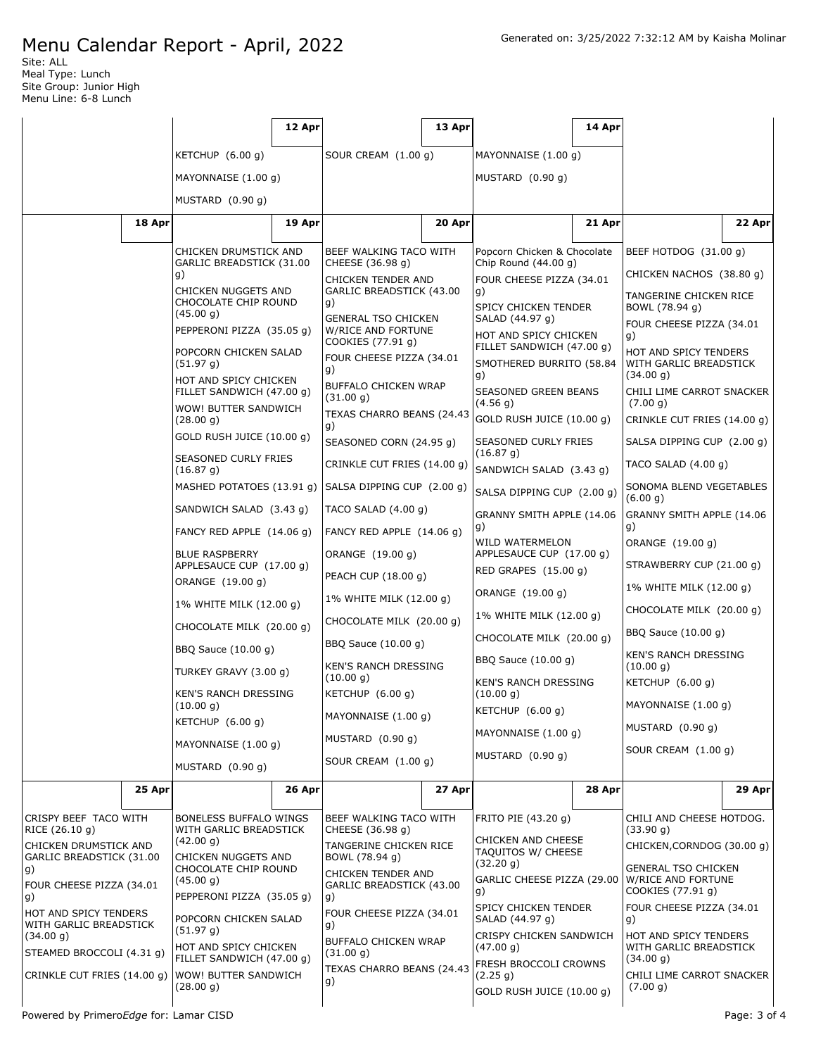# Menu Calendar Report - April, 2022

Generated on: 3/25/2022 7:32:12 AM by Kaisha Molinar

Site: ALL
Meal Type: Lunch
Site Group: Junior High
Menu Line: 6-8 Lunch

| | 12 Apr | 13 Apr | 14 Apr | |
|---|---|---|---|---|
| | KETCHUP (6.00 g)<br>MAYONNAISE (1.00 g)<br>MUSTARD (0.90 g) | SOUR CREAM (1.00 g) | MAYONNAISE (1.00 g)<br>MUSTARD (0.90 g) | |
| **18 Apr** | **19 Apr** | **20 Apr** | **21 Apr** | **22 Apr** |
| | CHICKEN DRUMSTICK AND GARLIC BREADSTICK (31.00 g)<br>CHICKEN NUGGETS AND CHOCOLATE CHIP ROUND (45.00 g)<br>PEPPERONI PIZZA (35.05 g)<br>POPCORN CHICKEN SALAD (51.97 g)<br>HOT AND SPICY CHICKEN FILLET SANDWICH (47.00 g)<br>WOW! BUTTER SANDWICH (28.00 g)<br>GOLD RUSH JUICE (10.00 g)<br>SEASONED CURLY FRIES (16.87 g)<br>MASHED POTATOES (13.91 g)<br>SANDWICH SALAD (3.43 g)<br>FANCY RED APPLE (14.06 g)<br>BLUE RASPBERRY APPLESAUCE CUP (17.00 g)<br>ORANGE (19.00 g)<br>1% WHITE MILK (12.00 g)<br>CHOCOLATE MILK (20.00 g)<br>BBQ Sauce (10.00 g)<br>TURKEY GRAVY (3.00 g)<br>KEN'S RANCH DRESSING (10.00 g)<br>KETCHUP (6.00 g)<br>MAYONNAISE (1.00 g)<br>MUSTARD (0.90 g) | BEEF WALKING TACO WITH CHEESE (36.98 g)<br>CHICKEN TENDER AND GARLIC BREADSTICK (43.00 g)<br>GENERAL TSO CHICKEN W/RICE AND FORTUNE COOKIES (77.91 g)<br>FOUR CHEESE PIZZA (34.01 g)<br>BUFFALO CHICKEN WRAP (31.00 g)<br>TEXAS CHARRO BEANS (24.43 g)<br>SEASONED CORN (24.95 g)<br>CRINKLE CUT FRIES (14.00 g)<br>SALSA DIPPING CUP (2.00 g)<br>TACO SALAD (4.00 g)<br>FANCY RED APPLE (14.06 g)<br>ORANGE (19.00 g)<br>PEACH CUP (18.00 g)<br>1% WHITE MILK (12.00 g)<br>CHOCOLATE MILK (20.00 g)<br>BBQ Sauce (10.00 g)<br>KEN'S RANCH DRESSING (10.00 g)<br>KETCHUP (6.00 g)<br>MAYONNAISE (1.00 g)<br>MUSTARD (0.90 g)<br>SOUR CREAM (1.00 g) | Popcorn Chicken & Chocolate Chip Round (44.00 g)<br>FOUR CHEESE PIZZA (34.01 g)<br>SPICY CHICKEN TENDER SALAD (44.97 g)<br>HOT AND SPICY CHICKEN FILLET SANDWICH (47.00 g)<br>SMOTHERED BURRITO (58.84 g)<br>SEASONED GREEN BEANS (4.56 g)<br>GOLD RUSH JUICE (10.00 g)<br>SEASONED CURLY FRIES (16.87 g)<br>SANDWICH SALAD (3.43 g)<br>SALSA DIPPING CUP (2.00 g)<br>GRANNY SMITH APPLE (14.06 g)<br>WILD WATERMELON APPLESAUCE CUP (17.00 g)<br>RED GRAPES (15.00 g)<br>ORANGE (19.00 g)<br>1% WHITE MILK (12.00 g)<br>CHOCOLATE MILK (20.00 g)<br>BBQ Sauce (10.00 g)<br>KEN'S RANCH DRESSING (10.00 g)<br>KETCHUP (6.00 g)<br>MAYONNAISE (1.00 g)<br>MUSTARD (0.90 g) | BEEF HOTDOG (31.00 g)<br>CHICKEN NACHOS (38.80 g)<br>TANGERINE CHICKEN RICE BOWL (78.94 g)<br>FOUR CHEESE PIZZA (34.01 g)<br>HOT AND SPICY TENDERS WITH GARLIC BREADSTICK (34.00 g)<br>CHILI LIME CARROT SNACKER (7.00 g)<br>CRINKLE CUT FRIES (14.00 g)<br>SALSA DIPPING CUP (2.00 g)<br>TACO SALAD (4.00 g)<br>SONOMA BLEND VEGETABLES (6.00 g)<br>GRANNY SMITH APPLE (14.06 g)<br>ORANGE (19.00 g)<br>STRAWBERRY CUP (21.00 g)<br>1% WHITE MILK (12.00 g)<br>CHOCOLATE MILK (20.00 g)<br>BBQ Sauce (10.00 g)<br>KEN'S RANCH DRESSING (10.00 g)<br>KETCHUP (6.00 g)<br>MAYONNAISE (1.00 g)<br>MUSTARD (0.90 g)<br>SOUR CREAM (1.00 g) |
| **25 Apr** | **26 Apr** | **27 Apr** | **28 Apr** | **29 Apr** |
| CRISPY BEEF TACO WITH RICE (26.10 g)<br>CHICKEN DRUMSTICK AND GARLIC BREADSTICK (31.00 g)<br>FOUR CHEESE PIZZA (34.01 g)<br>HOT AND SPICY TENDERS WITH GARLIC BREADSTICK (34.00 g)<br>STEAMED BROCCOLI (4.31 g)<br>CRINKLE CUT FRIES (14.00 g) | BONELESS BUFFALO WINGS WITH GARLIC BREADSTICK (42.00 g)<br>CHICKEN NUGGETS AND CHOCOLATE CHIP ROUND (45.00 g)<br>PEPPERONI PIZZA (35.05 g)<br>POPCORN CHICKEN SALAD (51.97 g)<br>HOT AND SPICY CHICKEN FILLET SANDWICH (47.00 g)<br>WOW! BUTTER SANDWICH (28.00 g) | BEEF WALKING TACO WITH CHEESE (36.98 g)<br>TANGERINE CHICKEN RICE BOWL (78.94 g)<br>CHICKEN TENDER AND GARLIC BREADSTICK (43.00 g)<br>FOUR CHEESE PIZZA (34.01 g)<br>BUFFALO CHICKEN WRAP (31.00 g)<br>TEXAS CHARRO BEANS (24.43 g) | FRITO PIE (43.20 g)<br>CHICKEN AND CHEESE TAQUITOS W/ CHEESE (32.20 g)<br>GARLIC CHEESE PIZZA (29.00 g)<br>SPICY CHICKEN TENDER SALAD (44.97 g)<br>CRISPY CHICKEN SANDWICH (47.00 g)<br>FRESH BROCCOLI CROWNS (2.25 g)<br>GOLD RUSH JUICE (10.00 g) | CHILI AND CHEESE HOTDOG. (33.90 g)<br>CHICKEN,CORNDOG (30.00 g)<br>GENERAL TSO CHICKEN W/RICE AND FORTUNE COOKIES (77.91 g)<br>FOUR CHEESE PIZZA (34.01 g)<br>HOT AND SPICY TENDERS WITH GARLIC BREADSTICK (34.00 g)<br>CHILI LIME CARROT SNACKER (7.00 g) |

Powered by PrimeroEdge for: Lamar CISD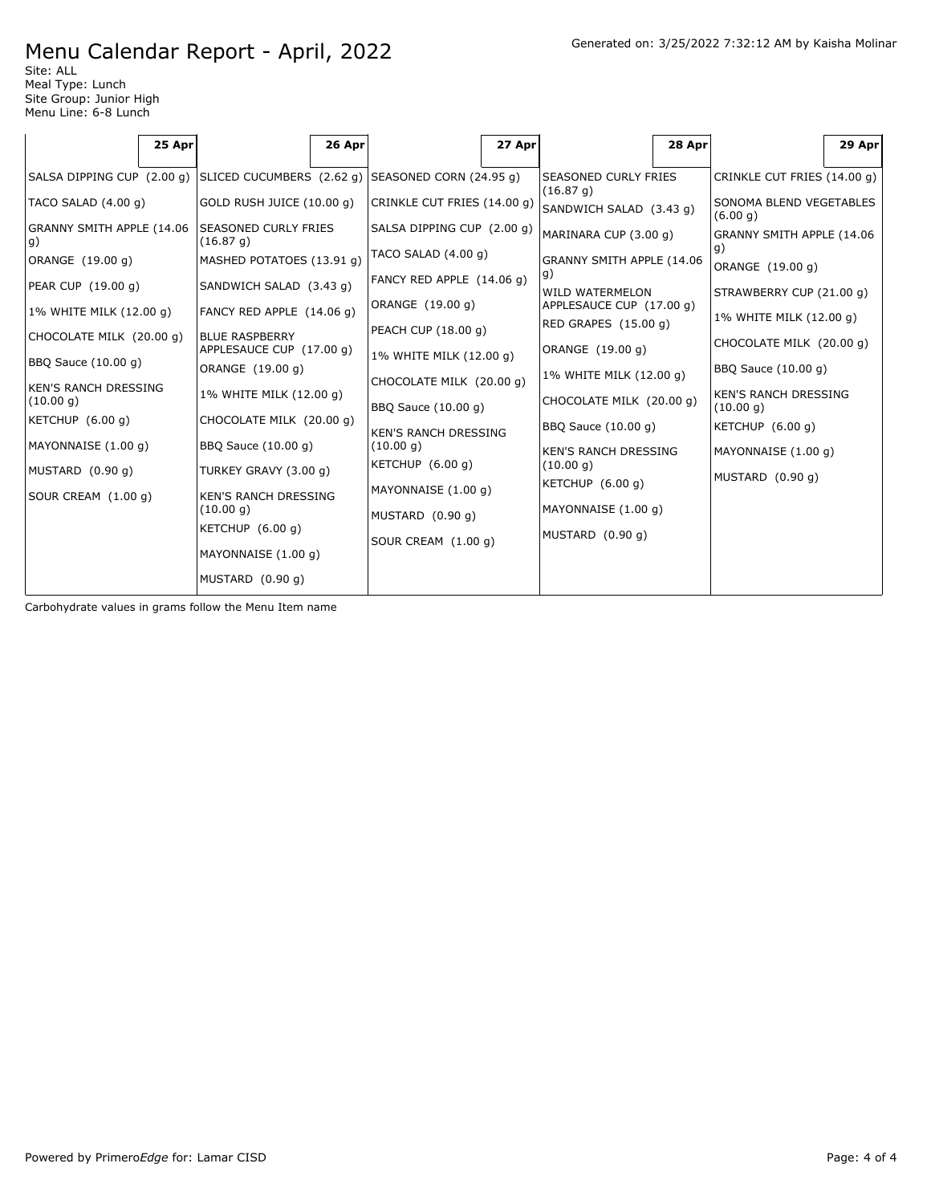# Menu Calendar Report - April, 2022

Generated on: 3/25/2022 7:32:12 AM by Kaisha Molinar

Site: ALL
Meal Type: Lunch
Site Group: Junior High
Menu Line: 6-8 Lunch

| 25 Apr | 26 Apr | 27 Apr | 28 Apr | 29 Apr |
|---|---|---|---|---|
| SALSA DIPPING CUP (2.00 g) | SLICED CUCUMBERS (2.62 g) | SEASONED CORN (24.95 g) | SEASONED CURLY FRIES (16.87 g) | CRINKLE CUT FRIES (14.00 g) |
| TACO SALAD (4.00 g) | GOLD RUSH JUICE (10.00 g) | CRINKLE CUT FRIES (14.00 g) | SANDWICH SALAD (3.43 g) | SONOMA BLEND VEGETABLES (6.00 g) |
| GRANNY SMITH APPLE (14.06 g) | SEASONED CURLY FRIES (16.87 g) | SALSA DIPPING CUP (2.00 g) | MARINARA CUP (3.00 g) | GRANNY SMITH APPLE (14.06 g) |
| ORANGE (19.00 g) | MASHED POTATOES (13.91 g) | TACO SALAD (4.00 g) | GRANNY SMITH APPLE (14.06 g) | ORANGE (19.00 g) |
| PEAR CUP (19.00 g) | SANDWICH SALAD (3.43 g) | FANCY RED APPLE (14.06 g) | WILD WATERMELON APPLESAUCE CUP (17.00 g) | STRAWBERRY CUP (21.00 g) |
| 1% WHITE MILK (12.00 g) | FANCY RED APPLE (14.06 g) | ORANGE (19.00 g) | RED GRAPES (15.00 g) | 1% WHITE MILK (12.00 g) |
| CHOCOLATE MILK (20.00 g) | BLUE RASPBERRY APPLESAUCE CUP (17.00 g) | PEACH CUP (18.00 g) | ORANGE (19.00 g) | CHOCOLATE MILK (20.00 g) |
| BBQ Sauce (10.00 g) | ORANGE (19.00 g) | 1% WHITE MILK (12.00 g) | 1% WHITE MILK (12.00 g) | BBQ Sauce (10.00 g) |
| KEN'S RANCH DRESSING (10.00 g) | 1% WHITE MILK (12.00 g) | CHOCOLATE MILK (20.00 g) | CHOCOLATE MILK (20.00 g) | KEN'S RANCH DRESSING (10.00 g) |
| KETCHUP (6.00 g) | CHOCOLATE MILK (20.00 g) | BBQ Sauce (10.00 g) | BBQ Sauce (10.00 g) | KETCHUP (6.00 g) |
| MAYONNAISE (1.00 g) | BBQ Sauce (10.00 g) | KEN'S RANCH DRESSING (10.00 g) | KEN'S RANCH DRESSING (10.00 g) | MAYONNAISE (1.00 g) |
| MUSTARD (0.90 g) | TURKEY GRAVY (3.00 g) | KETCHUP (6.00 g) | KETCHUP (6.00 g) | MUSTARD (0.90 g) |
| SOUR CREAM (1.00 g) | KEN'S RANCH DRESSING (10.00 g) | MAYONNAISE (1.00 g) | MAYONNAISE (1.00 g) | |
| | KETCHUP (6.00 g) | MUSTARD (0.90 g) | MUSTARD (0.90 g) | |
| | MAYONNAISE (1.00 g) | SOUR CREAM (1.00 g) | | |
| | MUSTARD (0.90 g) | | | |

Carbohydrate values in grams follow the Menu Item name

Powered by Primero*Edge* for: Lamar CISD